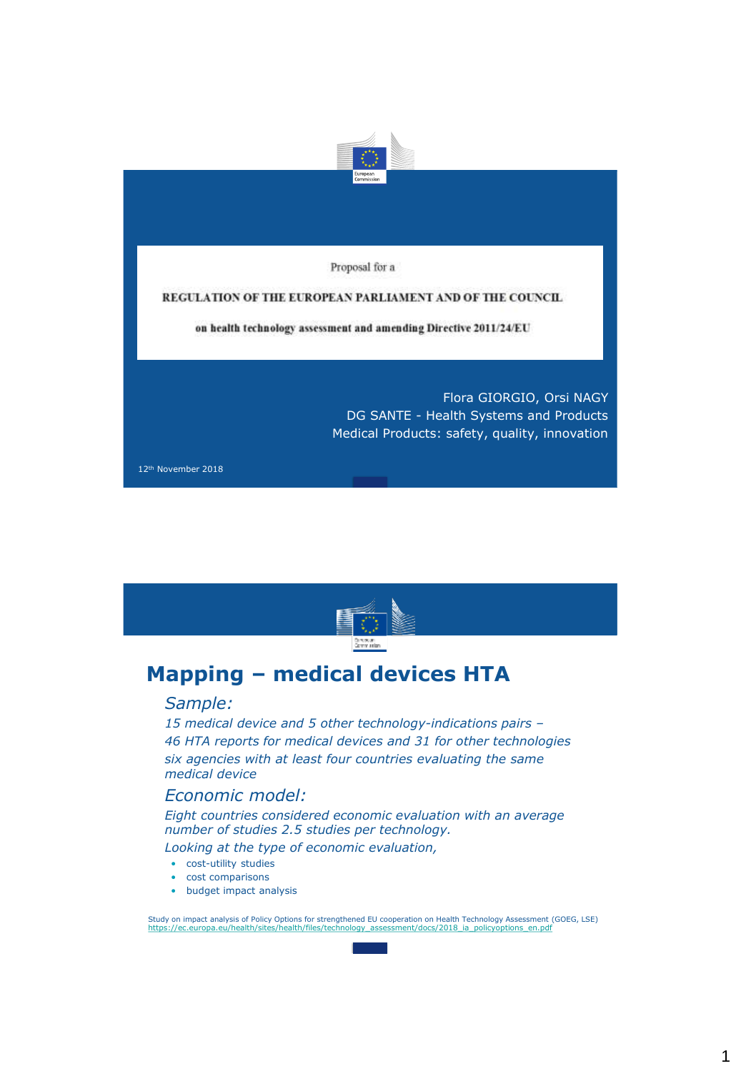Proposal for a

**REGULATION OF THE EUROPEAN PARLIAMENT AND OF THE COUNCIL**

**on health technology assessment and amending Directive 2011/24/EU**

Flora GIORGIO, Orsi NAGY
DG SANTE - Health Systems and Products
Medical Products: safety, quality, innovation

12th November 2018

# Mapping – medical devices HTA

## *Sample:*

*15 medical device and 5 other technology-indications pairs –*
*46 HTA reports for medical devices and 31 for other technologies*
*six agencies with at least four countries evaluating the same medical device*

## *Economic model:*

*Eight countries considered economic evaluation with an average number of studies 2.5 studies per technology.*
*Looking at the type of economic evaluation,*

- cost-utility studies
- cost comparisons
- budget impact analysis

Study on impact analysis of Policy Options for strengthened EU cooperation on Health Technology Assessment (GOEG, LSE)
https://ec.europa.eu/health/sites/health/files/technology_assessment/docs/2018_ia_policyoptions_en.pdf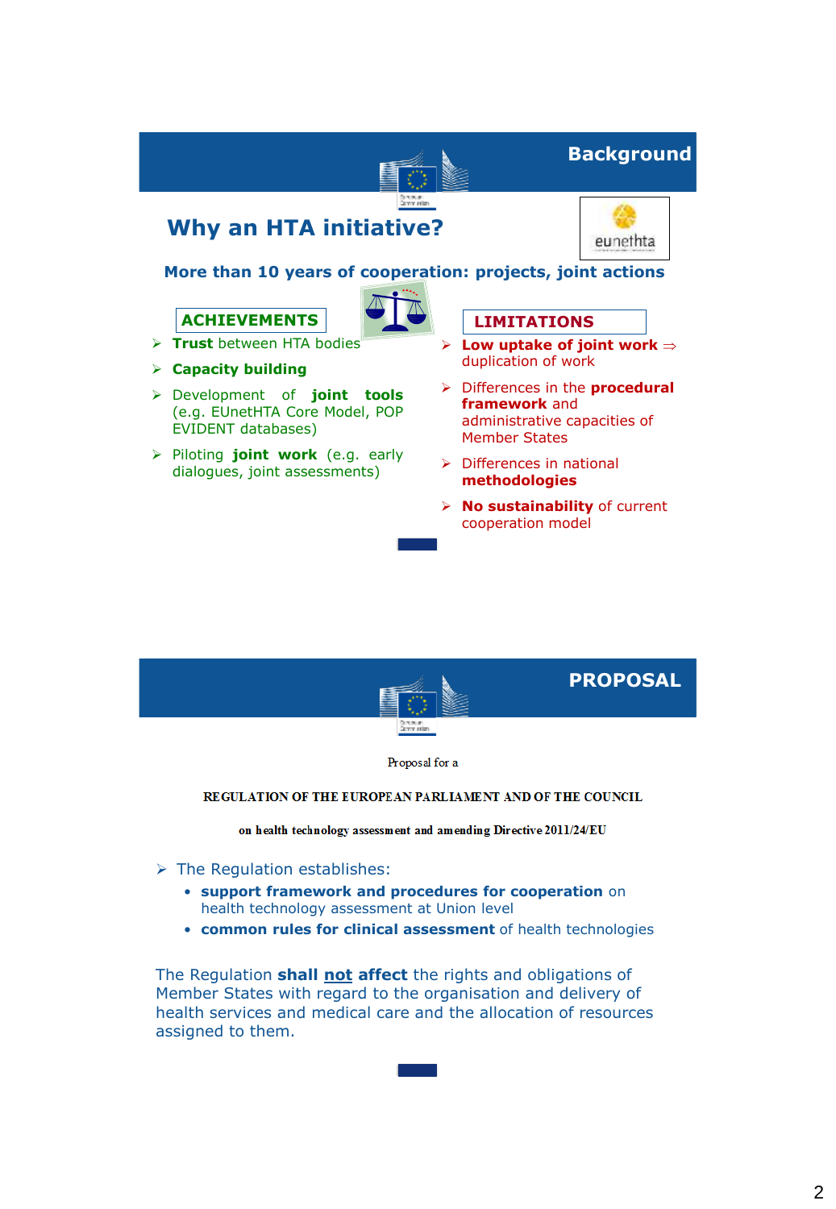## Background

# Why an HTA initiative?

**More than 10 years of cooperation: projects, joint actions**

**ACHIEVEMENTS**

- **Trust** between HTA bodies
- **Capacity building**
- Development of **joint tools** (e.g. EUnetHTA Core Model, POP EVIDENT databases)
- Piloting **joint work** (e.g. early dialogues, joint assessments)

**LIMITATIONS**

- **Low uptake of joint work** ⇒ duplication of work
- Differences in the **procedural framework** and administrative capacities of Member States
- Differences in national **methodologies**
- **No sustainability** of current cooperation model

## PROPOSAL

Proposal for a

**REGULATION OF THE EUROPEAN PARLIAMENT AND OF THE COUNCIL**

**on health technology assessment and amending Directive 2011/24/EU**

- The Regulation establishes:
  - **support framework and procedures for cooperation** on health technology assessment at Union level
  - **common rules for clinical assessment** of health technologies

The Regulation **shall not affect** the rights and obligations of Member States with regard to the organisation and delivery of health services and medical care and the allocation of resources assigned to them.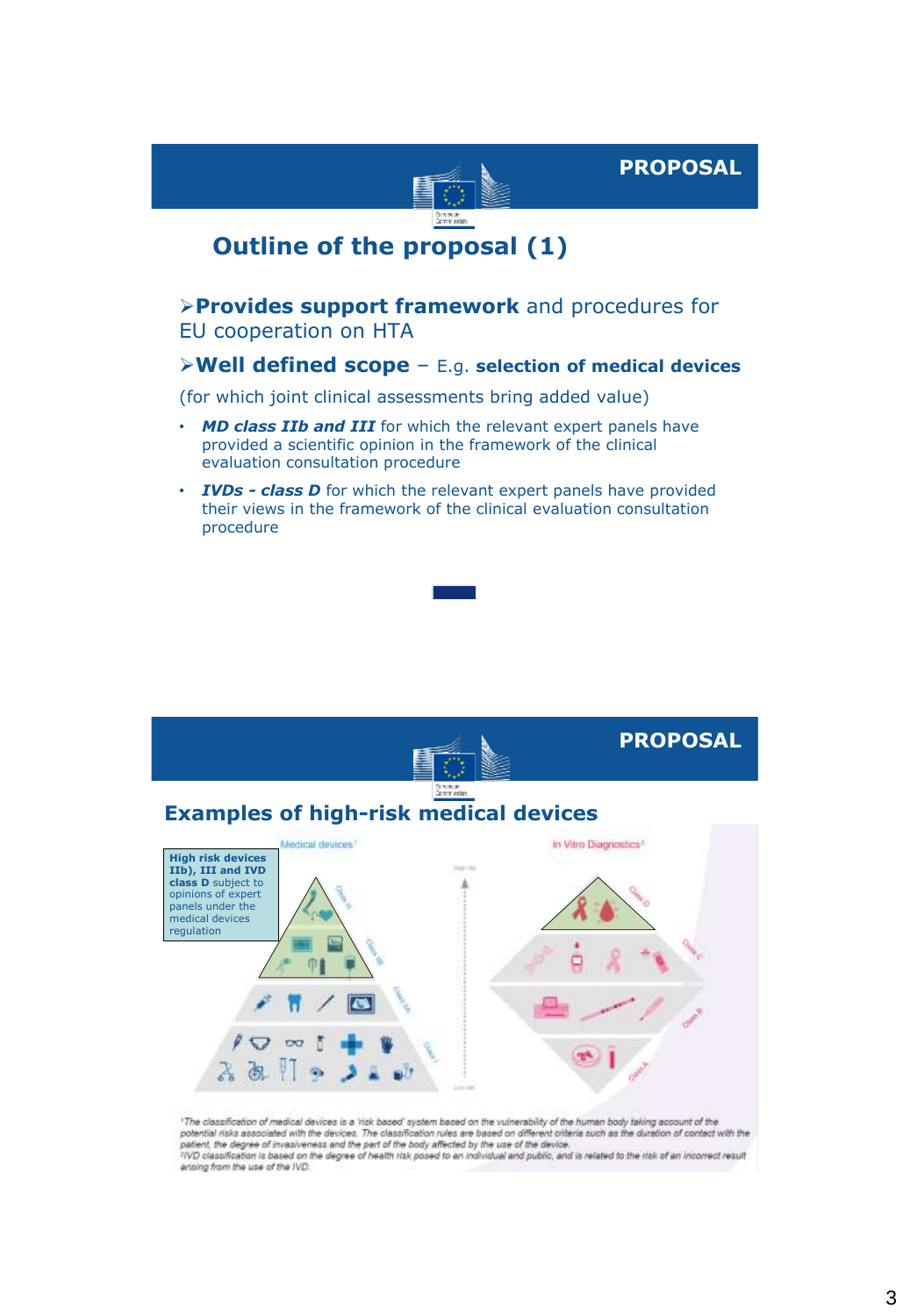PROPOSAL

## Outline of the proposal (1)

- **Provides support framework** and procedures for EU cooperation on HTA
- **Well defined scope** – E.g. **selection of medical devices**

(for which joint clinical assessments bring added value)

- ***MD class IIb and III*** for which the relevant expert panels have provided a scientific opinion in the framework of the clinical evaluation consultation procedure
- ***IVDs - class D*** for which the relevant expert panels have provided their views in the framework of the clinical evaluation consultation procedure

PROPOSAL

## Examples of high-risk medical devices

**High risk devices IIb), III and IVD class D** subject to opinions of expert panels under the medical devices regulation

Medical devices[1]

In Vitro Diagnostics[2]

Class III
Class IIb
Class IIa
Class I

Class D
Class C
Class B
Class A

[1]The classification of medical devices is a 'risk based' system based on the vulnerability of the human body taking account of the potential risks associated with the devices. The classification rules are based on different criteria such as the duration of contact with the patient, the degree of invasiveness and the part of the body affected by the use of the device.
[2]IVD classification is based on the degree of health risk posed to an individual and public, and is related to the risk of an incorrect result arising from the use of the IVD.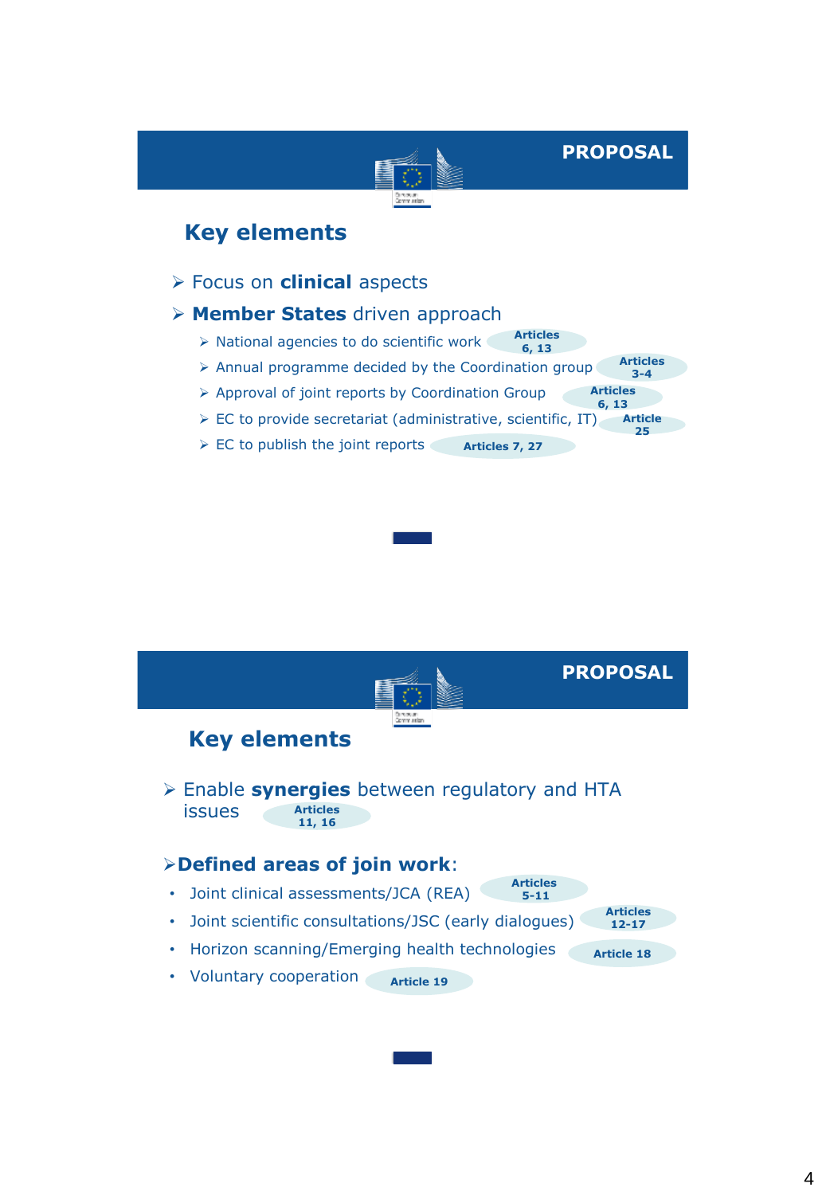**PROPOSAL**

## Key elements

- Focus on **clinical** aspects
- **Member States** driven approach
  - National agencies to do scientific work — Articles 6, 13
  - Annual programme decided by the Coordination group — Articles 3-4
  - Approval of joint reports by Coordination Group — Articles 6, 13
  - EC to provide secretariat (administrative, scientific, IT) — Article 25
  - EC to publish the joint reports — Articles 7, 27

**PROPOSAL**

## Key elements

- Enable **synergies** between regulatory and HTA issues — Articles 11, 16
- **Defined areas of join work**:
  - Joint clinical assessments/JCA (REA) — Articles 5-11
  - Joint scientific consultations/JSC (early dialogues) — Articles 12-17
  - Horizon scanning/Emerging health technologies — Article 18
  - Voluntary cooperation — Article 19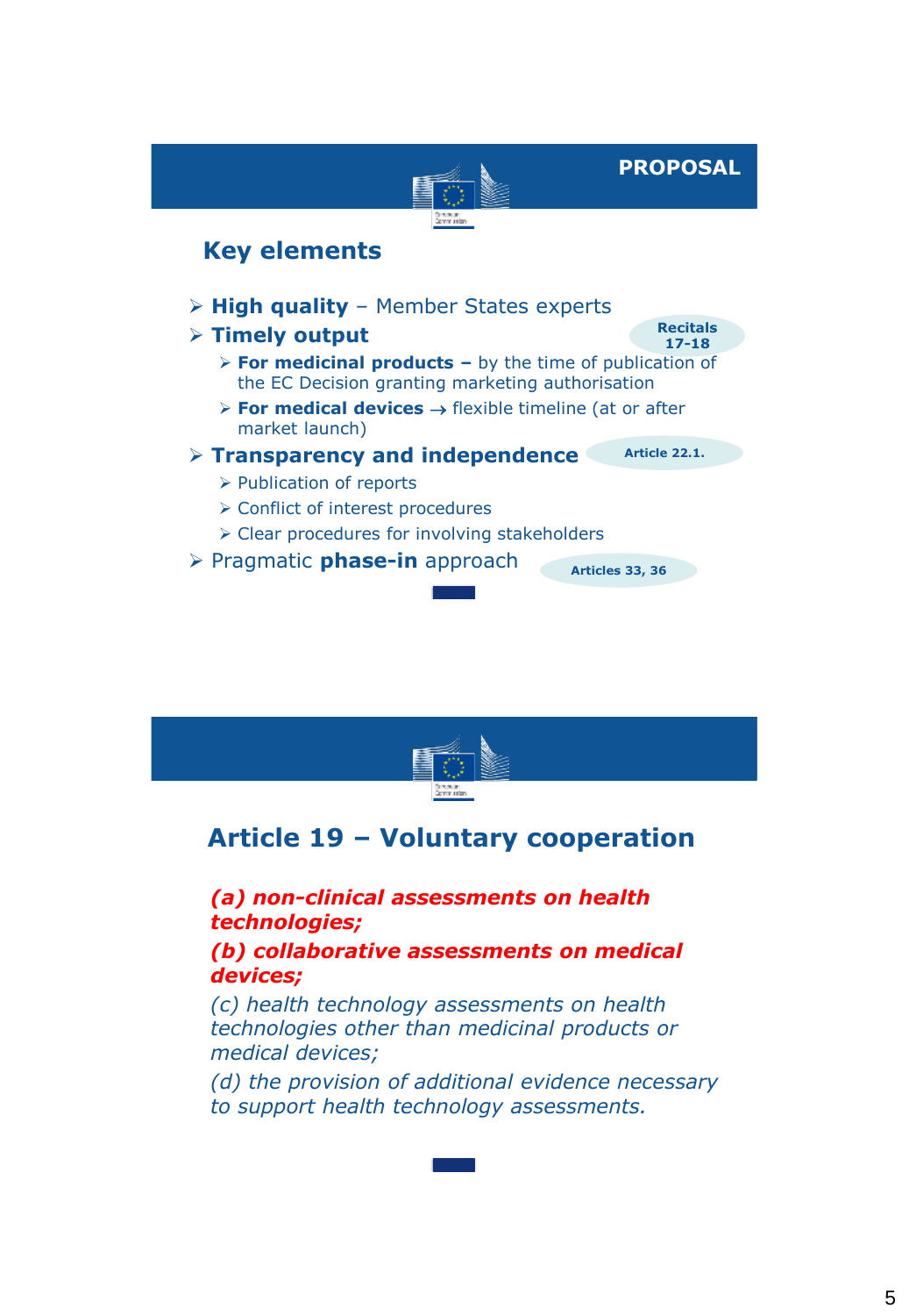PROPOSAL

## Key elements

- **High quality** – Member States experts
- **Timely output** (Recitals 17-18)
  - **For medicinal products –** by the time of publication of the EC Decision granting marketing authorisation
  - **For medical devices** → flexible timeline (at or after market launch)
- **Transparency and independence** (Article 22.1.)
  - Publication of reports
  - Conflict of interest procedures
  - Clear procedures for involving stakeholders
- Pragmatic **phase-in** approach (Articles 33, 36)

## Article 19 – Voluntary cooperation

***(a) non-clinical assessments on health technologies;***

***(b) collaborative assessments on medical devices;***

*(c) health technology assessments on health technologies other than medicinal products or medical devices;*

*(d) the provision of additional evidence necessary to support health technology assessments.*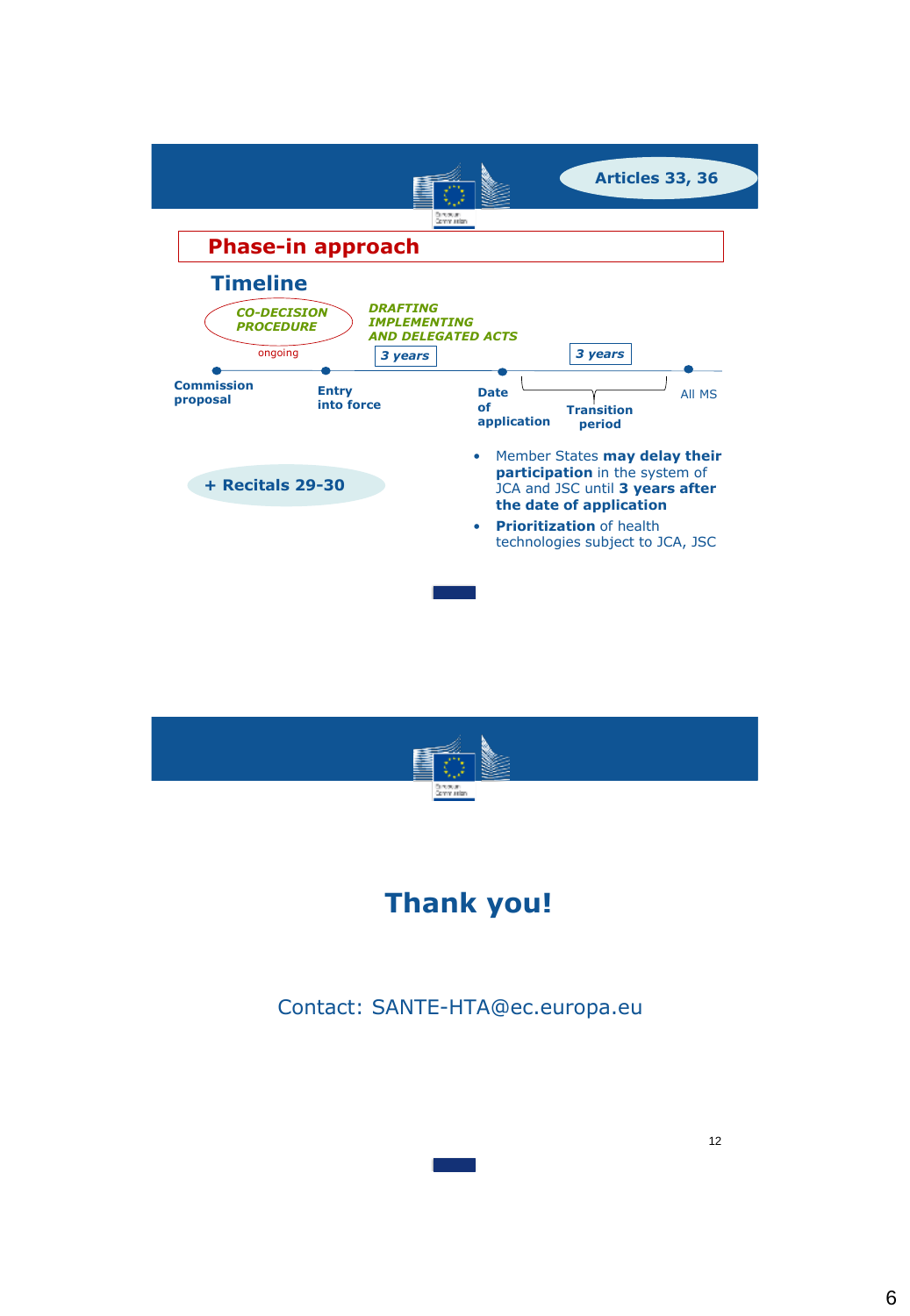Articles 33, 36

## Phase-in approach

### Timeline

*CO-DECISION PROCEDURE* ongoing

*DRAFTING IMPLEMENTING AND DELEGATED ACTS*

- Commission proposal
- Entry into force
- *3 years*
- Date of application
- *3 years* — Transition period
- All MS

+ Recitals 29-30

- Member States **may delay their participation** in the system of JCA and JSC until **3 years after the date of application**
- **Prioritization** of health technologies subject to JCA, JSC

---

# Thank you!

Contact: SANTE-HTA@ec.europa.eu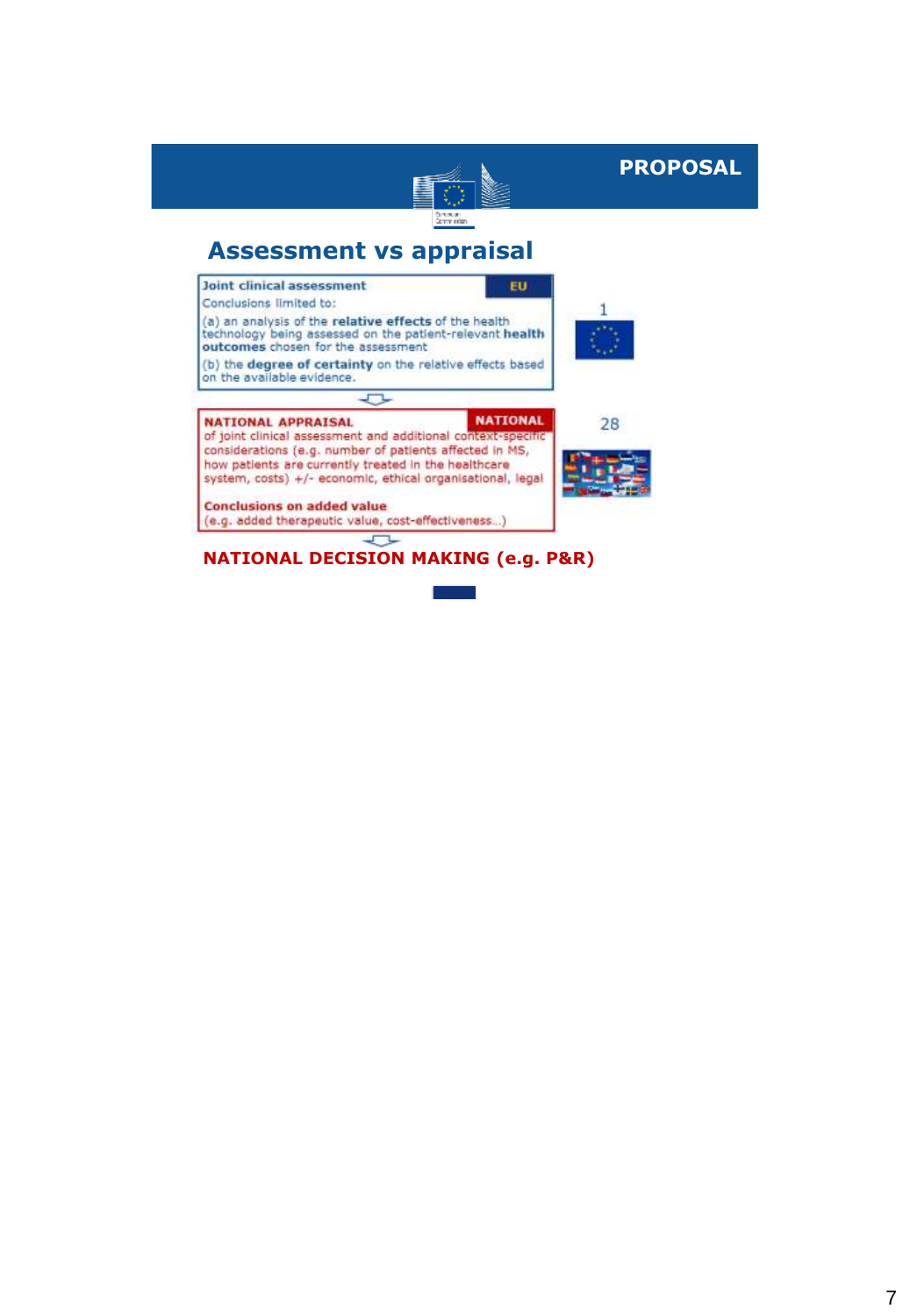PROPOSAL

## Assessment vs appraisal

**Joint clinical assessment** — EU

Conclusions limited to:

(a) an analysis of the **relative effects** of the health technology being assessed on the patient-relevant **health outcomes** chosen for the assessment

(b) the **degree of certainty** on the relative effects based on the available evidence.

1

**NATIONAL APPRAISAL** — NATIONAL

of joint clinical assessment and additional context-specific considerations (e.g. number of patients affected in MS, how patients are currently treated in the healthcare system, costs) +/- economic, ethical organisational, legal

**Conclusions on added value**

(e.g. added therapeutic value, cost-effectiveness...)

28

**NATIONAL DECISION MAKING (e.g. P&R)**